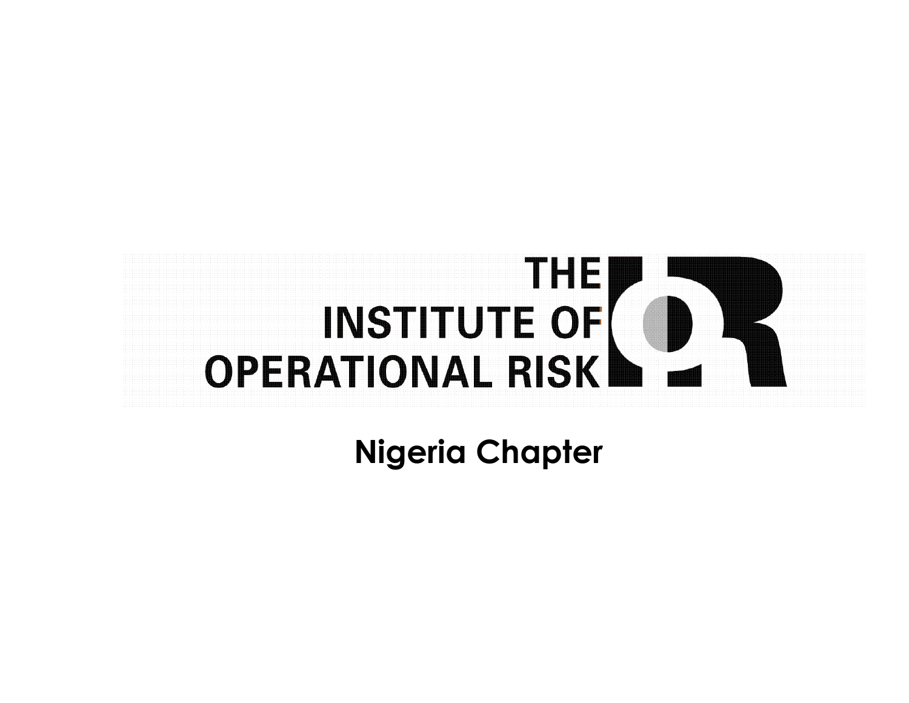THE
INSTITUTE OF
OPERATIONAL RISK

**Nigeria Chapter**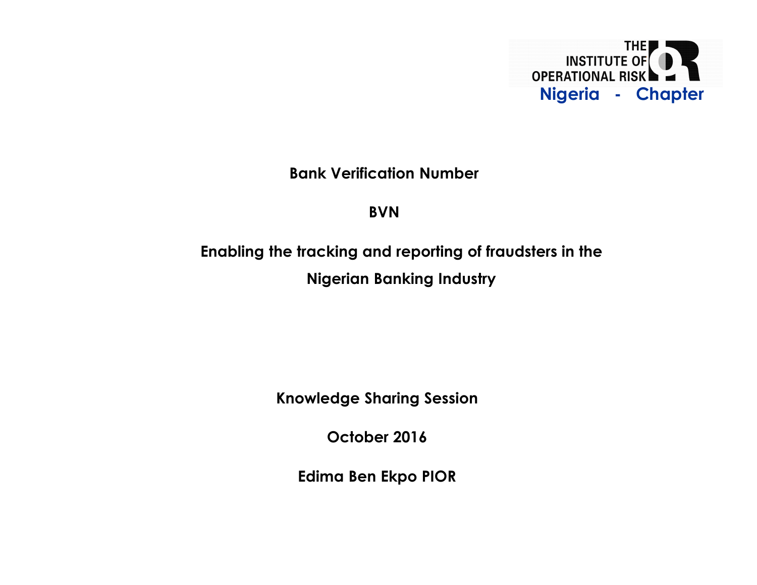THE INSTITUTE OF OPERATIONAL RISK

Nigeria - Chapter

# Bank Verification Number

# BVN

## Enabling the tracking and reporting of fraudsters in the Nigerian Banking Industry

**Knowledge Sharing Session**

**October 2016**

**Edima Ben Ekpo PIOR**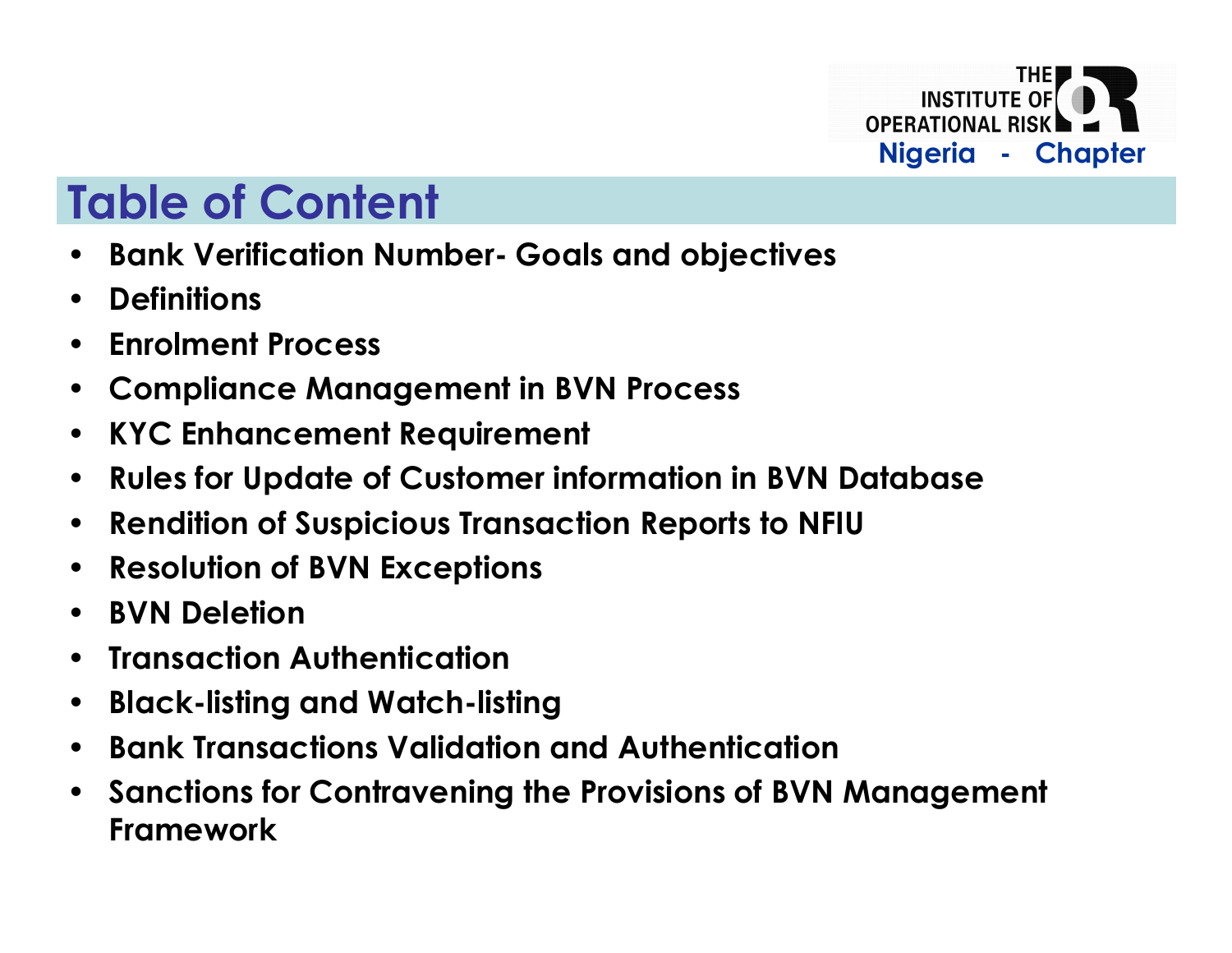# Table of Content

- **Bank Verification Number- Goals and objectives**
- **Definitions**
- **Enrolment Process**
- **Compliance Management in BVN Process**
- **KYC Enhancement Requirement**
- **Rules for Update of Customer information in BVN Database**
- **Rendition of Suspicious Transaction Reports to NFIU**
- **Resolution of BVN Exceptions**
- **BVN Deletion**
- **Transaction Authentication**
- **Black-listing and Watch-listing**
- **Bank Transactions Validation and Authentication**
- **Sanctions for Contravening the Provisions of BVN Management Framework**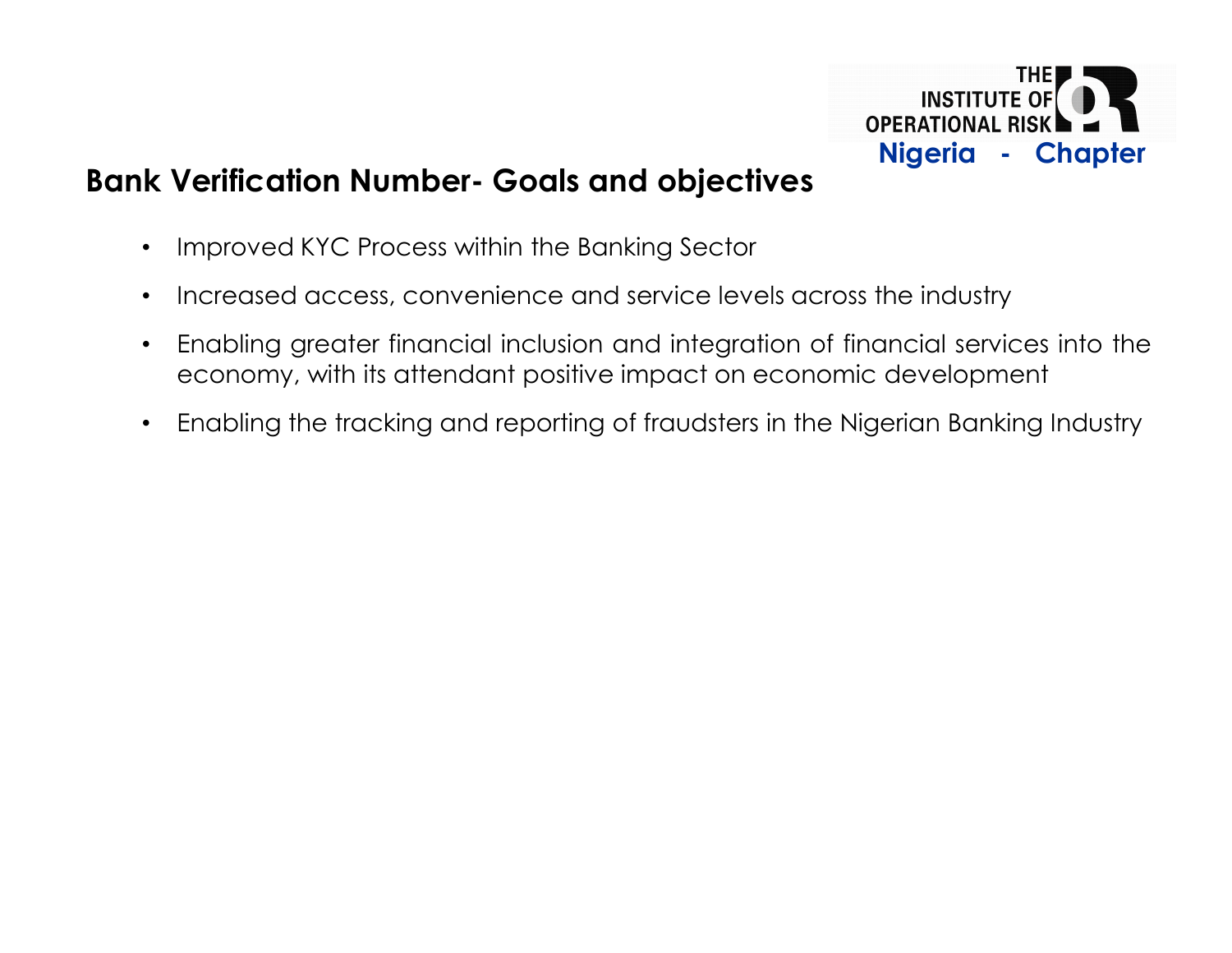## Bank Verification Number- Goals and objectives

- Improved KYC Process within the Banking Sector
- Increased access, convenience and service levels across the industry
- Enabling greater financial inclusion and integration of financial services into the economy, with its attendant positive impact on economic development
- Enabling the tracking and reporting of fraudsters in the Nigerian Banking Industry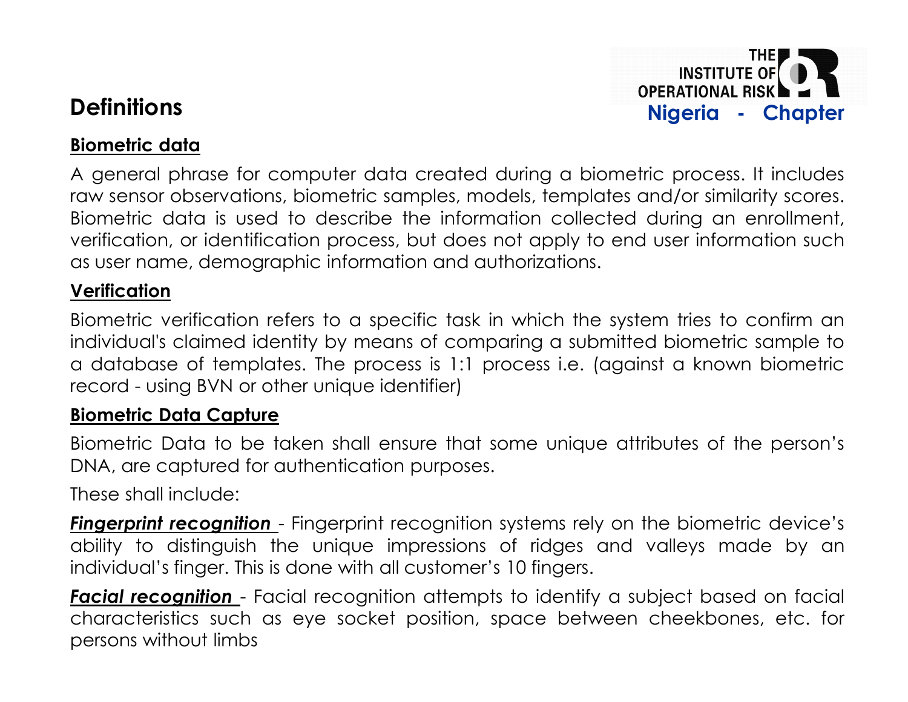## Definitions

**Biometric data**

A general phrase for computer data created during a biometric process. It includes raw sensor observations, biometric samples, models, templates and/or similarity scores. Biometric data is used to describe the information collected during an enrollment, verification, or identification process, but does not apply to end user information such as user name, demographic information and authorizations.

**Verification**

Biometric verification refers to a specific task in which the system tries to confirm an individual's claimed identity by means of comparing a submitted biometric sample to a database of templates. The process is 1:1 process i.e. (against a known biometric record - using BVN or other unique identifier)

**Biometric Data Capture**

Biometric Data to be taken shall ensure that some unique attributes of the person's DNA, are captured for authentication purposes.

These shall include:

***Fingerprint recognition*** - Fingerprint recognition systems rely on the biometric device's ability to distinguish the unique impressions of ridges and valleys made by an individual's finger. This is done with all customer's 10 fingers.

***Facial recognition*** - Facial recognition attempts to identify a subject based on facial characteristics such as eye socket position, space between cheekbones, etc. for persons without limbs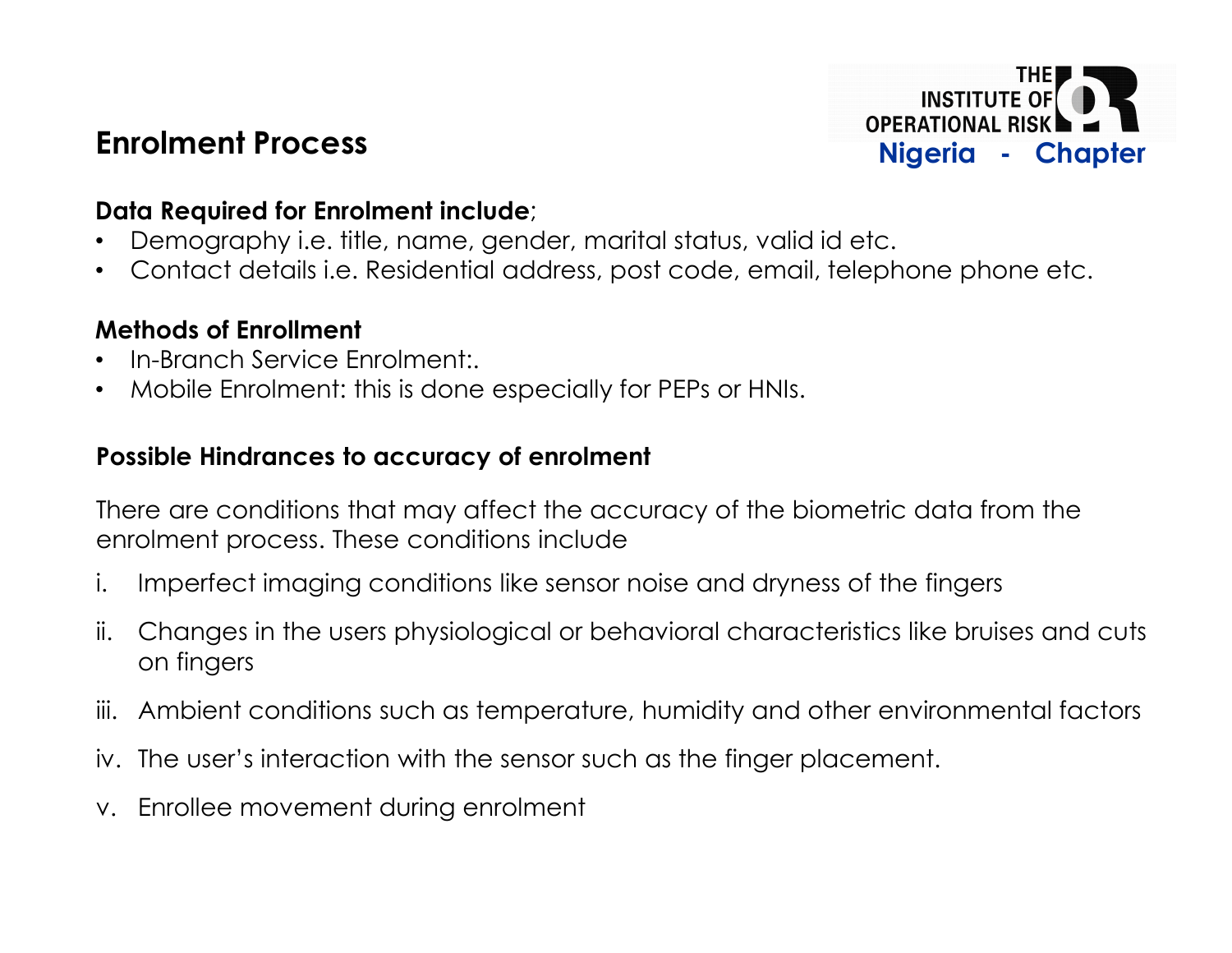## Enrolment Process

**Data Required for Enrolment include**;

- Demography i.e. title, name, gender, marital status, valid id etc.
- Contact details i.e. Residential address, post code, email, telephone phone etc.

**Methods of Enrollment**

- In-Branch Service Enrolment:.
- Mobile Enrolment: this is done especially for PEPs or HNIs.

**Possible Hindrances to accuracy of enrolment**

There are conditions that may affect the accuracy of the biometric data from the enrolment process. These conditions include

i. Imperfect imaging conditions like sensor noise and dryness of the fingers

ii. Changes in the users physiological or behavioral characteristics like bruises and cuts on fingers

iii. Ambient conditions such as temperature, humidity and other environmental factors

iv. The user's interaction with the sensor such as the finger placement.

v. Enrollee movement during enrolment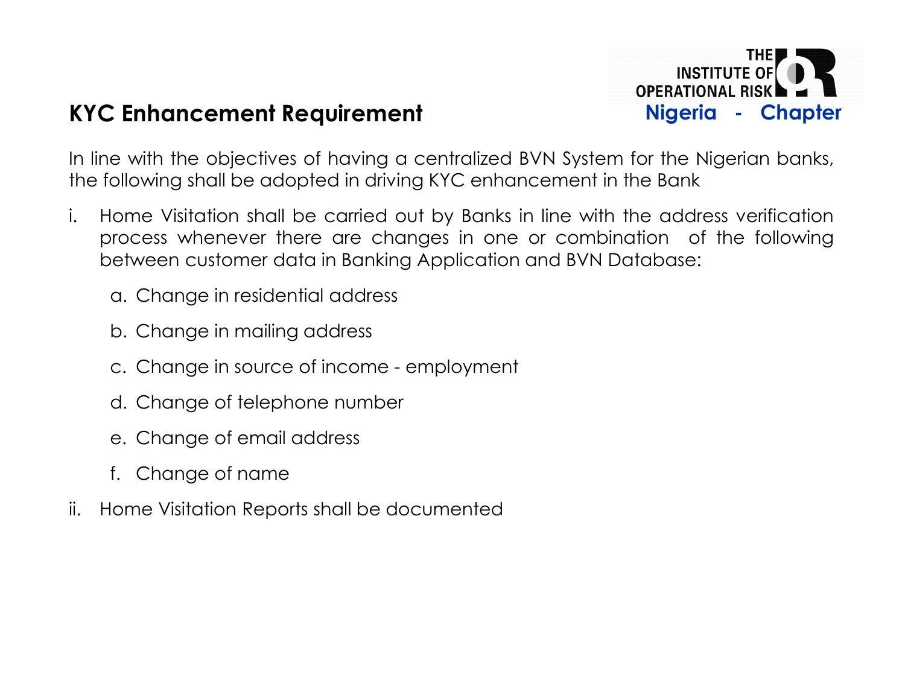## KYC Enhancement Requirement

In line with the objectives of having a centralized BVN System for the Nigerian banks, the following shall be adopted in driving KYC enhancement in the Bank

i. Home Visitation shall be carried out by Banks in line with the address verification process whenever there are changes in one or combination of the following between customer data in Banking Application and BVN Database:

   a. Change in residential address

   b. Change in mailing address

   c. Change in source of income - employment

   d. Change of telephone number

   e. Change of email address

   f. Change of name

ii. Home Visitation Reports shall be documented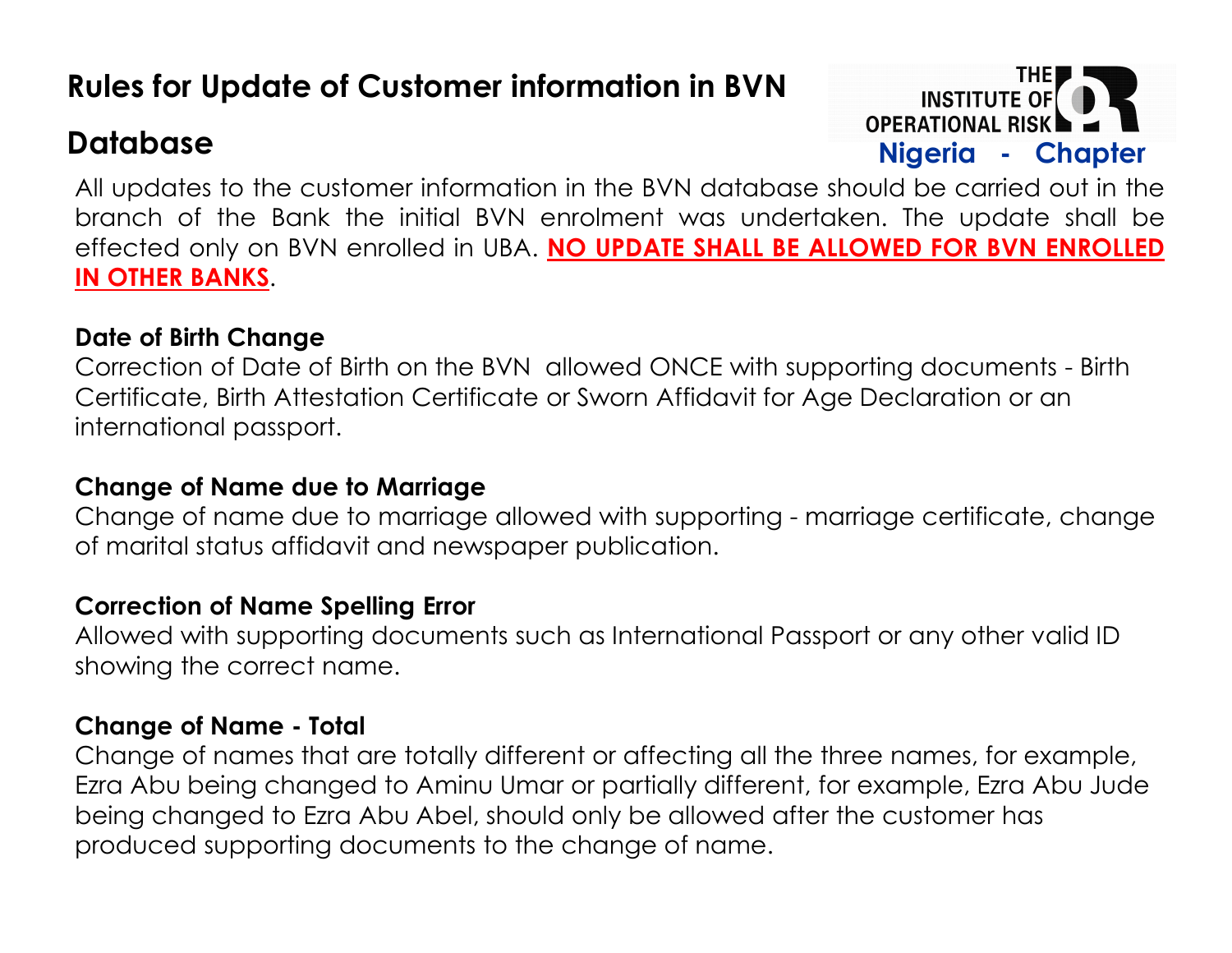# Rules for Update of Customer information in BVN Database

All updates to the customer information in the BVN database should be carried out in the branch of the Bank the initial BVN enrolment was undertaken. The update shall be effected only on BVN enrolled in UBA. **NO UPDATE SHALL BE ALLOWED FOR BVN ENROLLED IN OTHER BANKS**.

**Date of Birth Change**

Correction of Date of Birth on the BVN allowed ONCE with supporting documents - Birth Certificate, Birth Attestation Certificate or Sworn Affidavit for Age Declaration or an international passport.

**Change of Name due to Marriage**

Change of name due to marriage allowed with supporting - marriage certificate, change of marital status affidavit and newspaper publication.

**Correction of Name Spelling Error**

Allowed with supporting documents such as International Passport or any other valid ID showing the correct name.

**Change of Name - Total**

Change of names that are totally different or affecting all the three names, for example, Ezra Abu being changed to Aminu Umar or partially different, for example, Ezra Abu Jude being changed to Ezra Abu Abel, should only be allowed after the customer has produced supporting documents to the change of name.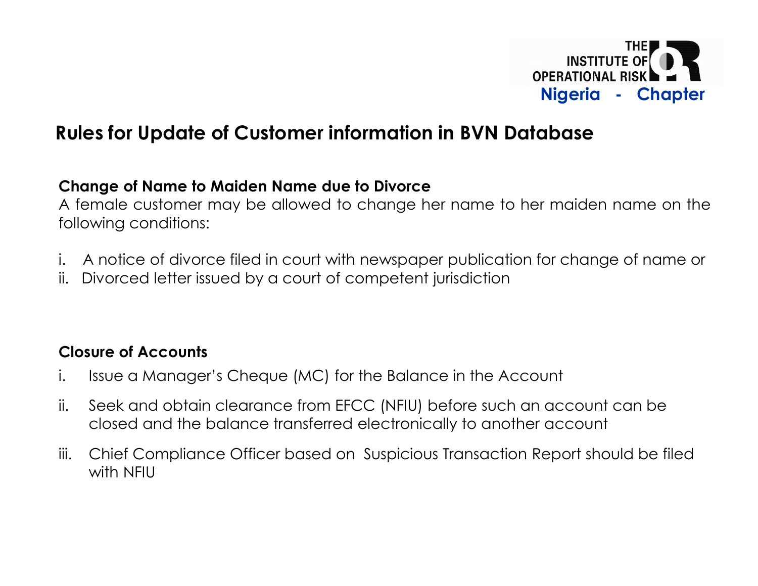# Rules for Update of Customer information in BVN Database

**Change of Name to Maiden Name due to Divorce**

A female customer may be allowed to change her name to her maiden name on the following conditions:

i. A notice of divorce filed in court with newspaper publication for change of name or
ii. Divorced letter issued by a court of competent jurisdiction

**Closure of Accounts**

i. Issue a Manager's Cheque (MC) for the Balance in the Account
ii. Seek and obtain clearance from EFCC (NFIU) before such an account can be closed and the balance transferred electronically to another account
iii. Chief Compliance Officer based on Suspicious Transaction Report should be filed with NFIU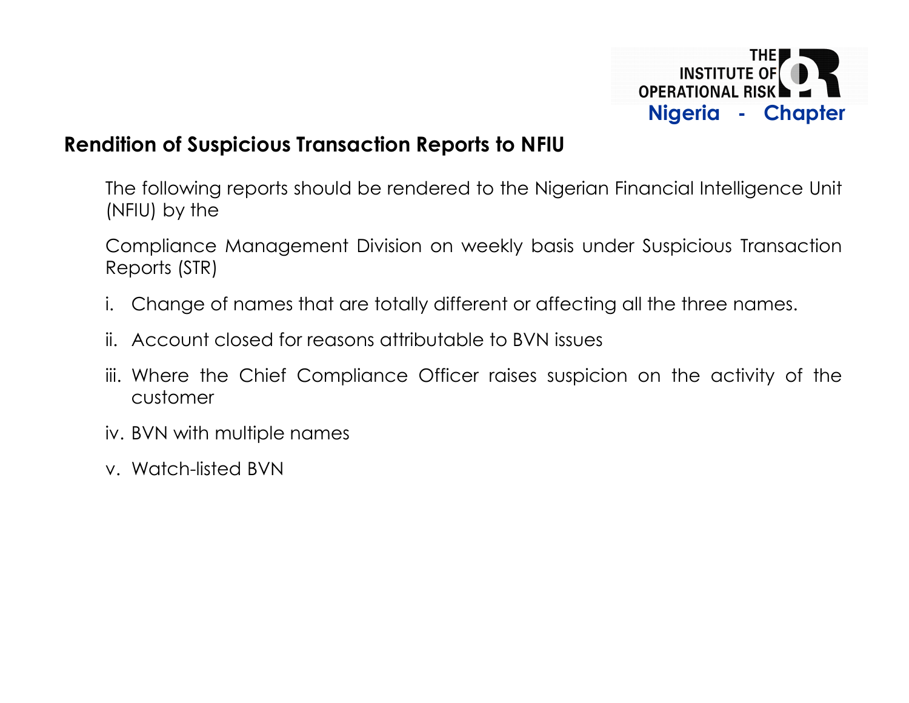## Rendition of Suspicious Transaction Reports to NFIU

The following reports should be rendered to the Nigerian Financial Intelligence Unit (NFIU) by the

Compliance Management Division on weekly basis under Suspicious Transaction Reports (STR)

i. Change of names that are totally different or affecting all the three names.

ii. Account closed for reasons attributable to BVN issues

iii. Where the Chief Compliance Officer raises suspicion on the activity of the customer

iv. BVN with multiple names

v. Watch-listed BVN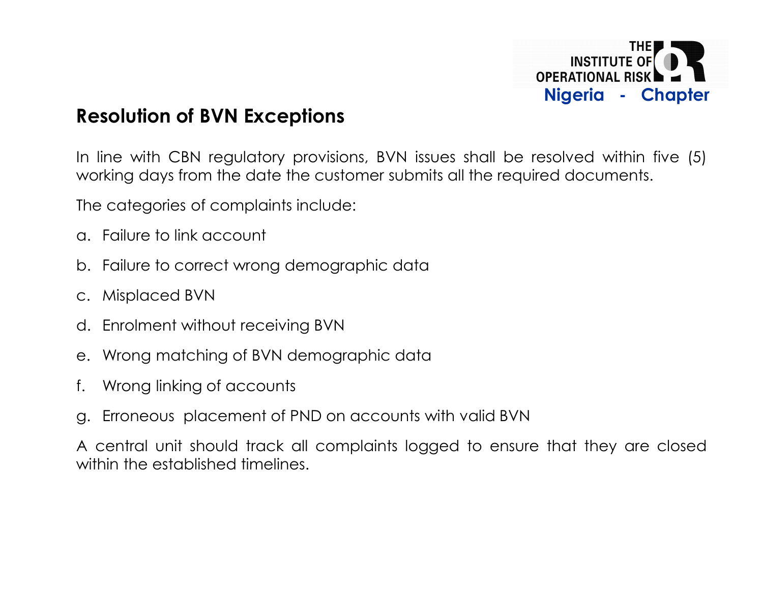## Resolution of BVN Exceptions

In line with CBN regulatory provisions, BVN issues shall be resolved within five (5) working days from the date the customer submits all the required documents.

The categories of complaints include:

a. Failure to link account

b. Failure to correct wrong demographic data

c. Misplaced BVN

d. Enrolment without receiving BVN

e. Wrong matching of BVN demographic data

f. Wrong linking of accounts

g. Erroneous placement of PND on accounts with valid BVN

A central unit should track all complaints logged to ensure that they are closed within the established timelines.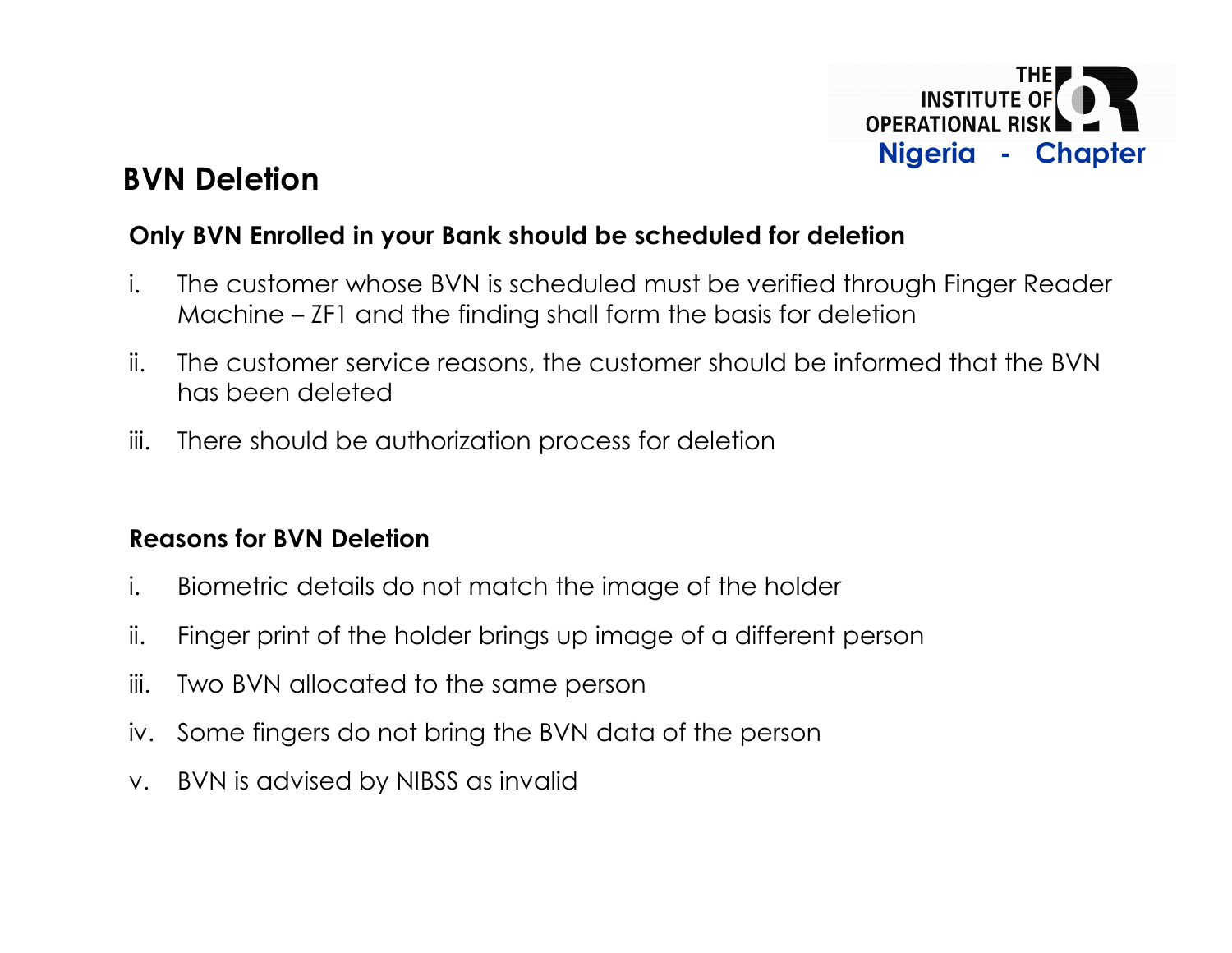## BVN Deletion

**Only BVN Enrolled in your Bank should be scheduled for deletion**

i. The customer whose BVN is scheduled must be verified through Finger Reader Machine – ZF1 and the finding shall form the basis for deletion

ii. The customer service reasons, the customer should be informed that the BVN has been deleted

iii. There should be authorization process for deletion

**Reasons for BVN Deletion**

i. Biometric details do not match the image of the holder

ii. Finger print of the holder brings up image of a different person

iii. Two BVN allocated to the same person

iv. Some fingers do not bring the BVN data of the person

v. BVN is advised by NIBSS as invalid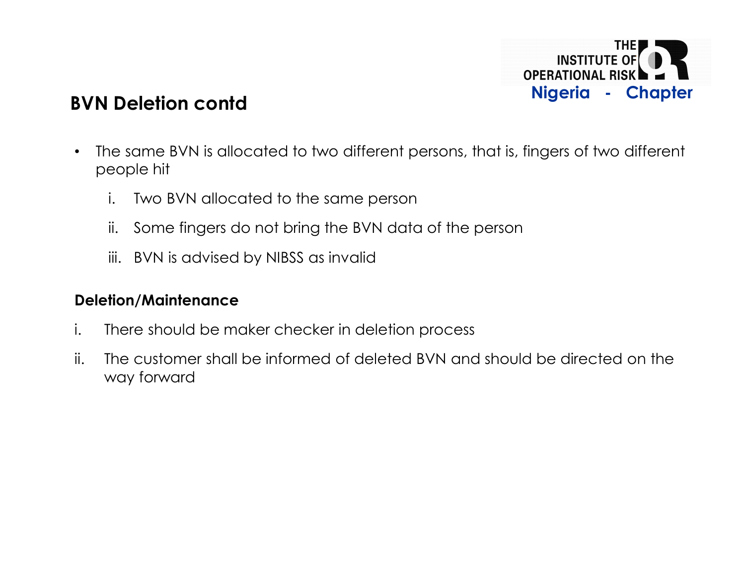## BVN Deletion contd

- The same BVN is allocated to two different persons, that is, fingers of two different people hit
    1. Two BVN allocated to the same person
    2. Some fingers do not bring the BVN data of the person
    3. BVN is advised by NIBSS as invalid

**Deletion/Maintenance**

i. There should be maker checker in deletion process

ii. The customer shall be informed of deleted BVN and should be directed on the way forward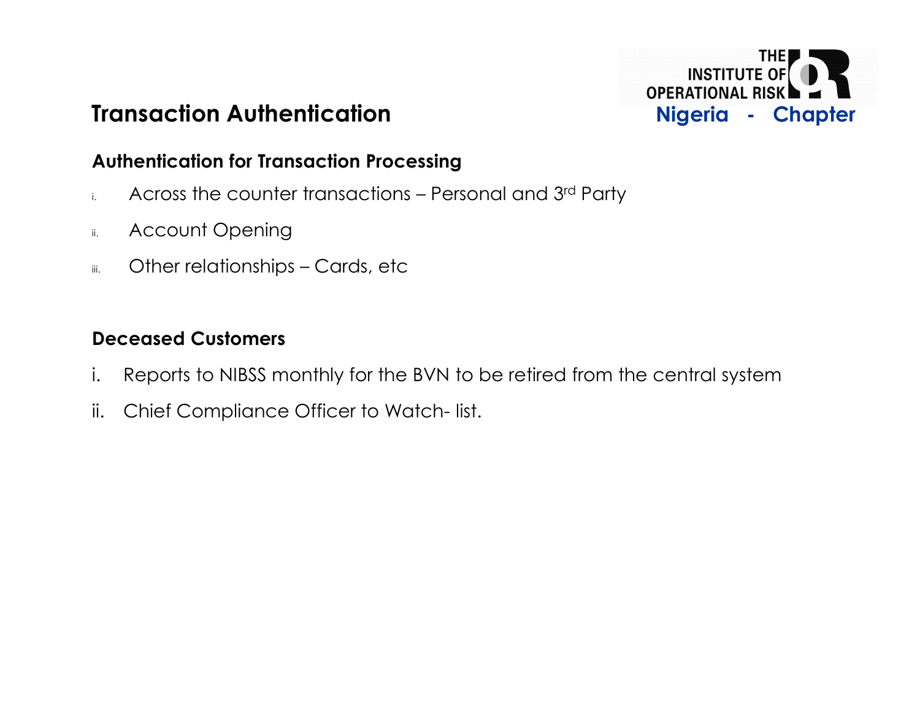# Transaction Authentication

## Authentication for Transaction Processing

i. Across the counter transactions – Personal and 3rd Party

ii. Account Opening

iii. Other relationships – Cards, etc

## Deceased Customers

i. Reports to NIBSS monthly for the BVN to be retired from the central system

ii. Chief Compliance Officer to Watch- list.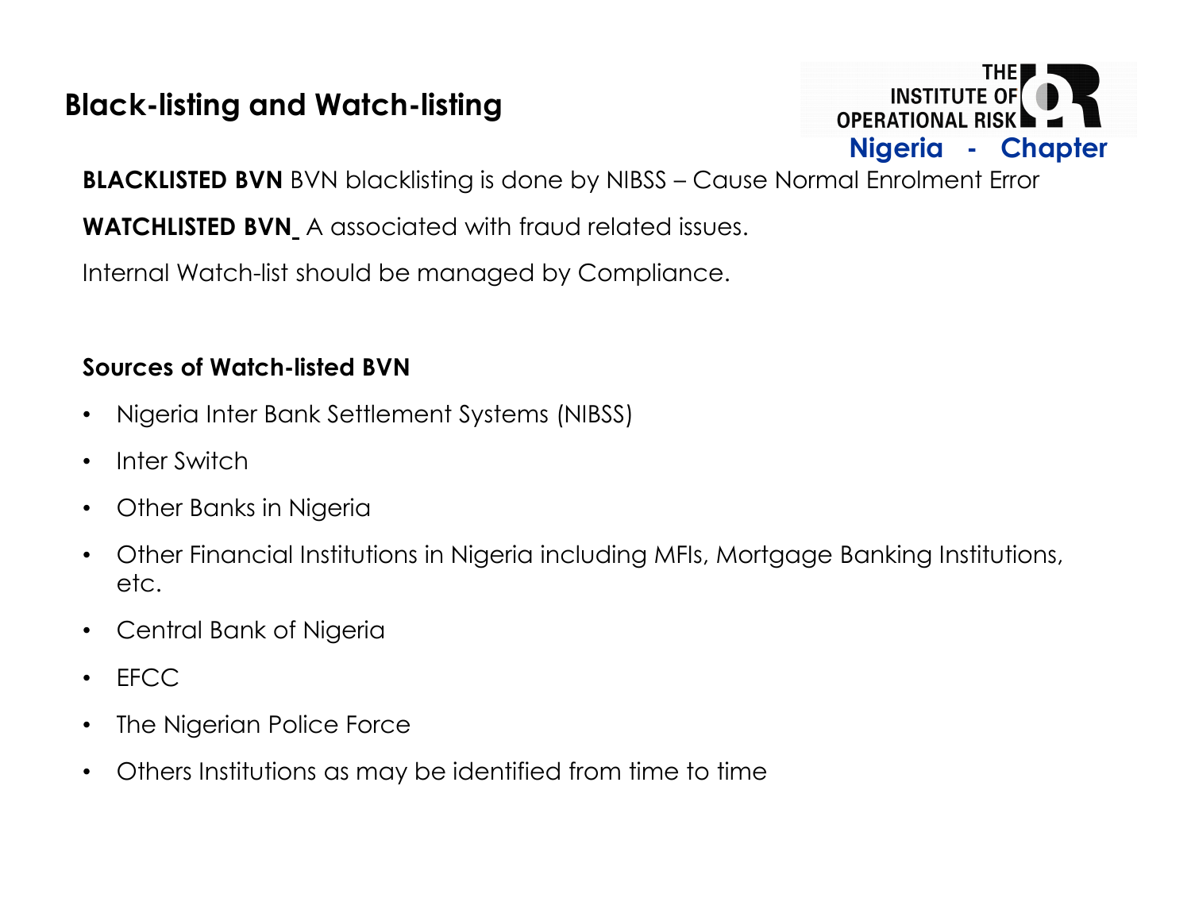# Black-listing and Watch-listing

**BLACKLISTED BVN** BVN blacklisting is done by NIBSS – Cause Normal Enrolment Error

**WATCHLISTED BVN** A associated with fraud related issues.

Internal Watch-list should be managed by Compliance.

**Sources of Watch-listed BVN**

- Nigeria Inter Bank Settlement Systems (NIBSS)
- Inter Switch
- Other Banks in Nigeria
- Other Financial Institutions in Nigeria including MFIs, Mortgage Banking Institutions, etc.
- Central Bank of Nigeria
- EFCC
- The Nigerian Police Force
- Others Institutions as may be identified from time to time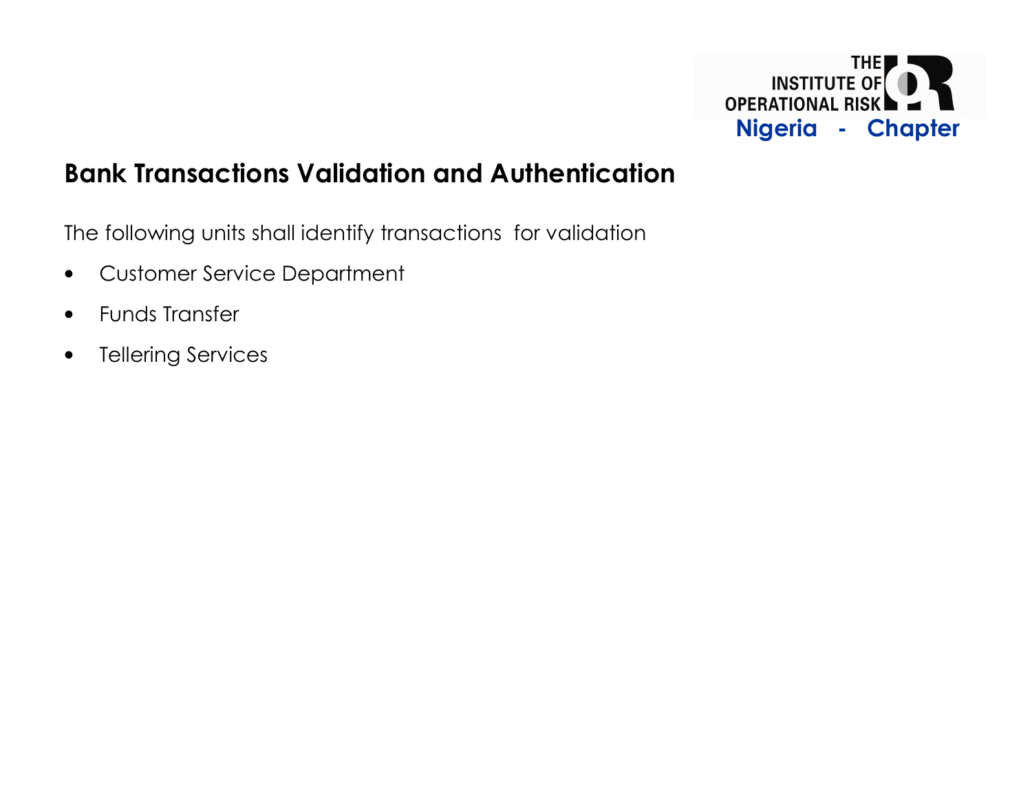## Bank Transactions Validation and Authentication

The following units shall identify transactions for validation

- Customer Service Department
- Funds Transfer
- Tellering Services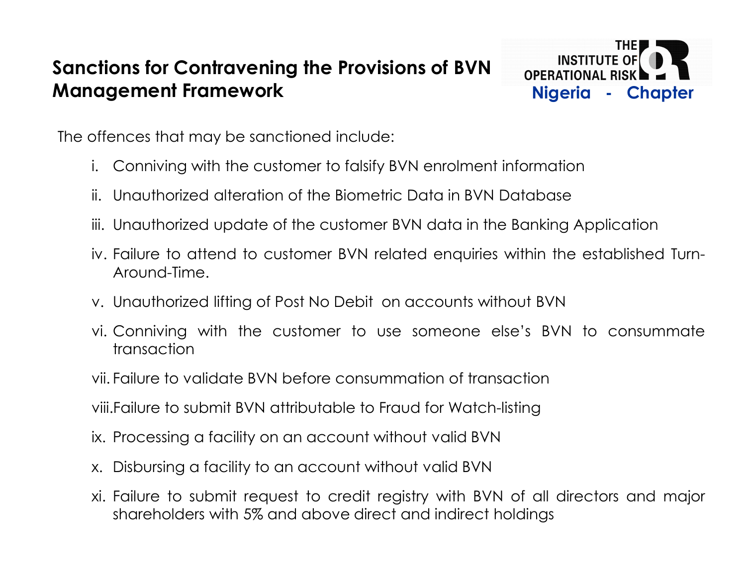## Sanctions for Contravening the Provisions of BVN Management Framework

The offences that may be sanctioned include:

i. Conniving with the customer to falsify BVN enrolment information

ii. Unauthorized alteration of the Biometric Data in BVN Database

iii. Unauthorized update of the customer BVN data in the Banking Application

iv. Failure to attend to customer BVN related enquiries within the established Turn-Around-Time.

v. Unauthorized lifting of Post No Debit on accounts without BVN

vi. Conniving with the customer to use someone else's BVN to consummate transaction

vii. Failure to validate BVN before consummation of transaction

viii. Failure to submit BVN attributable to Fraud for Watch-listing

ix. Processing a facility on an account without valid BVN

x. Disbursing a facility to an account without valid BVN

xi. Failure to submit request to credit registry with BVN of all directors and major shareholders with 5% and above direct and indirect holdings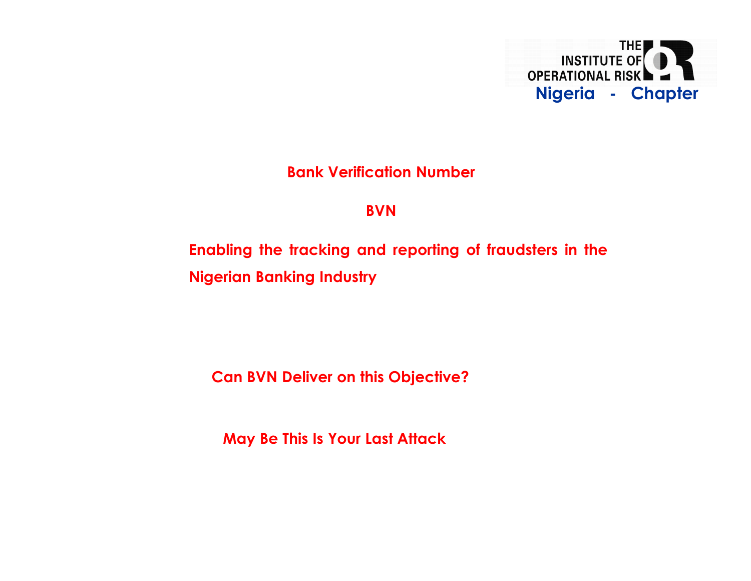**Bank Verification Number**

**BVN**

**Enabling the tracking and reporting of fraudsters in the Nigerian Banking Industry**

**Can BVN Deliver on this Objective?**

**May Be This Is Your Last Attack**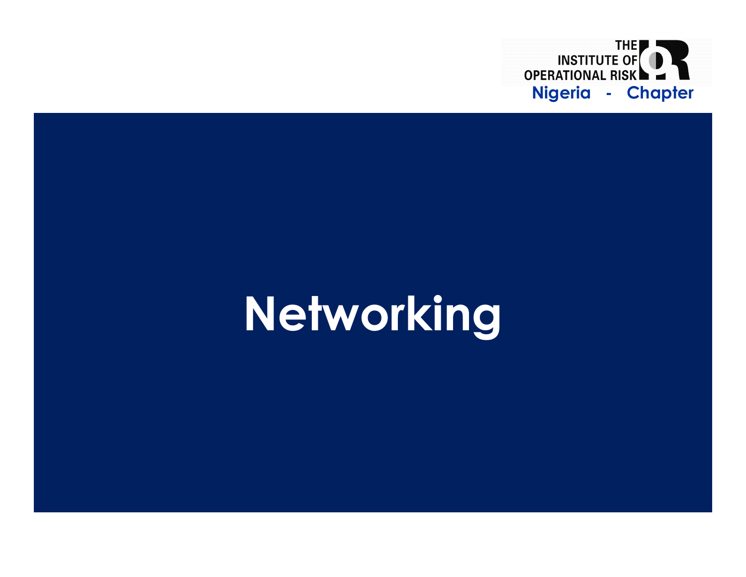# Networking